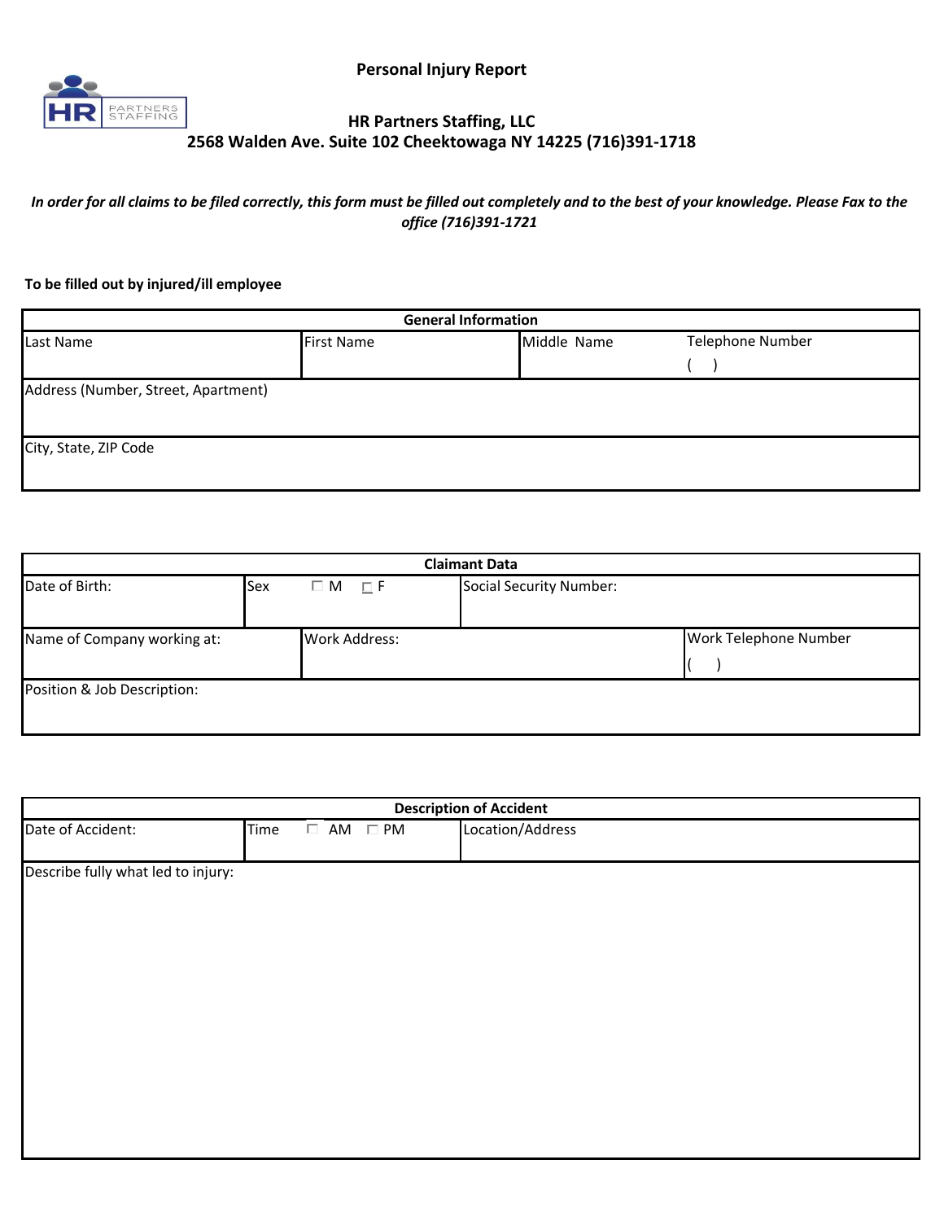# Personal Injury Report

## HR Partners Staffing, LLC

**2568 Walden Ave. Suite 102 Cheektowaga NY 14225 (716)391-1718**

***In order for all claims to be filed correctly, this form must be filled out completely and to the best of your knowledge. Please Fax to the office (716)391-1721***

**To be filled out by injured/ill employee**

| General Information | | | |
|---|---|---|---|
| Last Name | First Name | Middle Name | Telephone Number<br>( ) |
| Address (Number, Street, Apartment) | | | |
| City, State, ZIP Code | | | |

| Claimant Data | | | |
|---|---|---|---|
| Date of Birth: | Sex ☐ M ☐ F | Social Security Number: | |
| Name of Company working at: | Work Address: | | Work Telephone Number<br>( ) |
| Position & Job Description: | | | |

| Description of Accident | | |
|---|---|---|
| Date of Accident: | Time ☐ AM ☐ PM | Location/Address |
| Describe fully what led to injury: | | |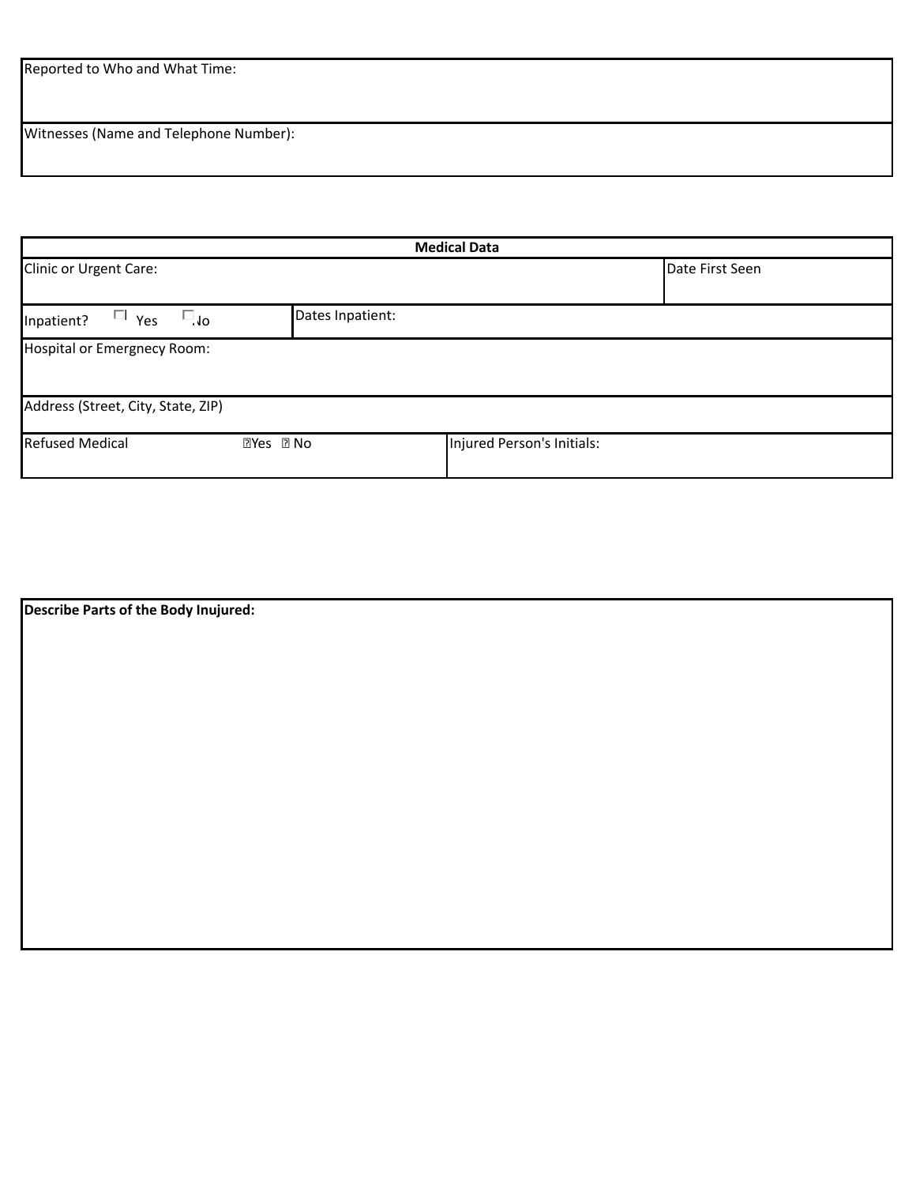| Reported to Who and What Time: |
| --- |
| Witnesses (Name and Telephone Number): |

| Medical Data | | | |
| --- | --- | --- | --- |
| Clinic or Urgent Care: | | | Date First Seen |
| Inpatient? ☐ Yes ☐ No | Dates Inpatient: | | |
| Hospital or Emergnecy Room: | | | |
| Address (Street, City, State, ZIP) | | | |
| Refused Medical ☐ Yes ☐ No | | Injured Person's Initials: | |

| **Describe Parts of the Body Inujured:** |
| --- |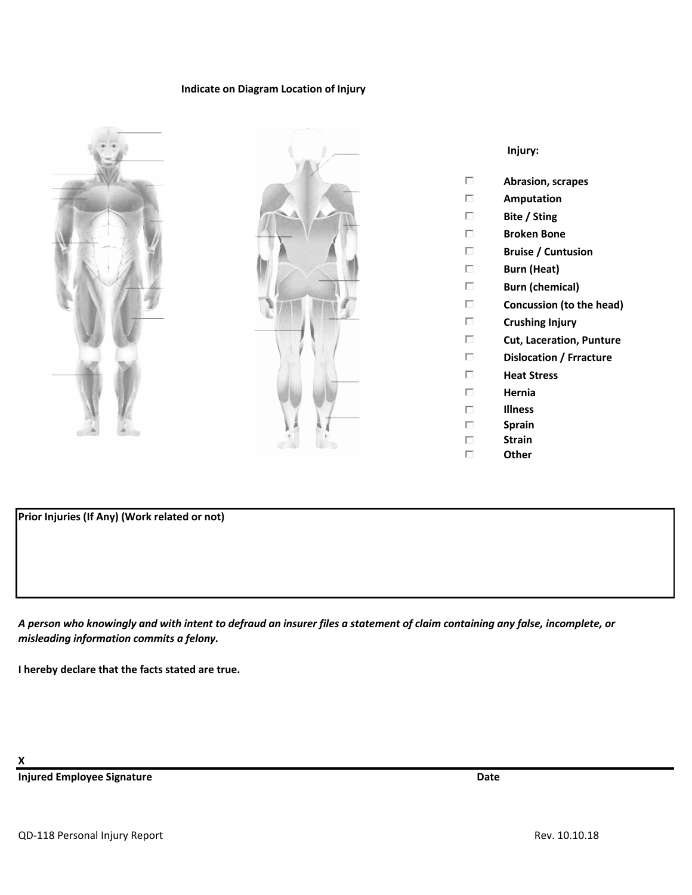**Indicate on Diagram Location of Injury**

**Injury:**

- ☐ **Abrasion, scrapes**
- ☐ **Amputation**
- ☐ **Bite / Sting**
- ☐ **Broken Bone**
- ☐ **Bruise / Cuntusion**
- ☐ **Burn (Heat)**
- ☐ **Burn (chemical)**
- ☐ **Concussion (to the head)**
- ☐ **Crushing Injury**
- ☐ **Cut, Laceration, Punture**
- ☐ **Dislocation / Frracture**
- ☐ **Heat Stress**
- ☐ **Hernia**
- ☐ **Illness**
- ☐ **Sprain**
- ☐ **Strain**
- ☐ **Other**

| **Prior Injuries (If Any) (Work related or not)** |
|---|
| |

***A person who knowingly and with intent to defraud an insurer files a statement of claim containing any false, incomplete, or misleading information commits a felony.***

**I hereby declare that the facts stated are true.**

**X**

**Injured Employee Signature** **Date**

QD-118 Personal Injury Report Rev. 10.10.18